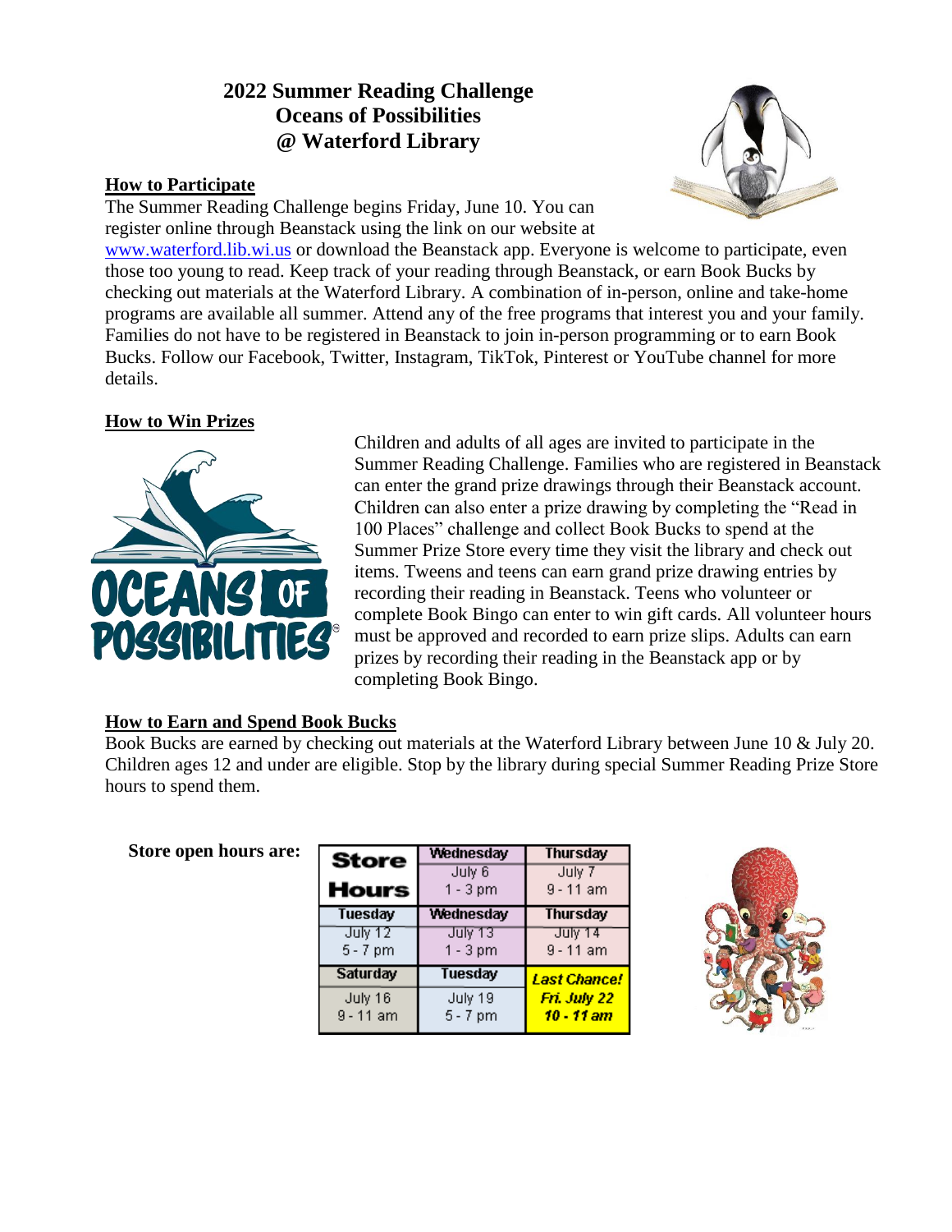# 2022 Summer Reading Challenge
# Oceans of Possibilities
# @ Waterford Library

## How to Participate

The Summer Reading Challenge begins Friday, June 10. You can register online through Beanstack using the link on our website at www.waterford.lib.wi.us or download the Beanstack app. Everyone is welcome to participate, even those too young to read. Keep track of your reading through Beanstack, or earn Book Bucks by checking out materials at the Waterford Library. A combination of in-person, online and take-home programs are available all summer. Attend any of the free programs that interest you and your family. Families do not have to be registered in Beanstack to join in-person programming or to earn Book Bucks. Follow our Facebook, Twitter, Instagram, TikTok, Pinterest or YouTube channel for more details.

## How to Win Prizes

Children and adults of all ages are invited to participate in the Summer Reading Challenge. Families who are registered in Beanstack can enter the grand prize drawings through their Beanstack account. Children can also enter a prize drawing by completing the "Read in 100 Places" challenge and collect Book Bucks to spend at the Summer Prize Store every time they visit the library and check out items. Tweens and teens can earn grand prize drawing entries by recording their reading in Beanstack. Teens who volunteer or complete Book Bingo can enter to win gift cards. All volunteer hours must be approved and recorded to earn prize slips. Adults can earn prizes by recording their reading in the Beanstack app or by completing Book Bingo.

## How to Earn and Spend Book Bucks

Book Bucks are earned by checking out materials at the Waterford Library between June 10 & July 20. Children ages 12 and under are eligible. Stop by the library during special Summer Reading Prize Store hours to spend them.

**Store open hours are:**

| Store Hours | Wednesday July 6 1 - 3 pm | Thursday July 7 9 - 11 am |
|---|---|---|
| Tuesday July 12 5 - 7 pm | Wednesday July 13 1 - 3 pm | Thursday July 14 9 - 11 am |
| Saturday July 16 9 - 11 am | Tuesday July 19 5 - 7 pm | ***Last Chance! Fri. July 22 10 - 11 am*** |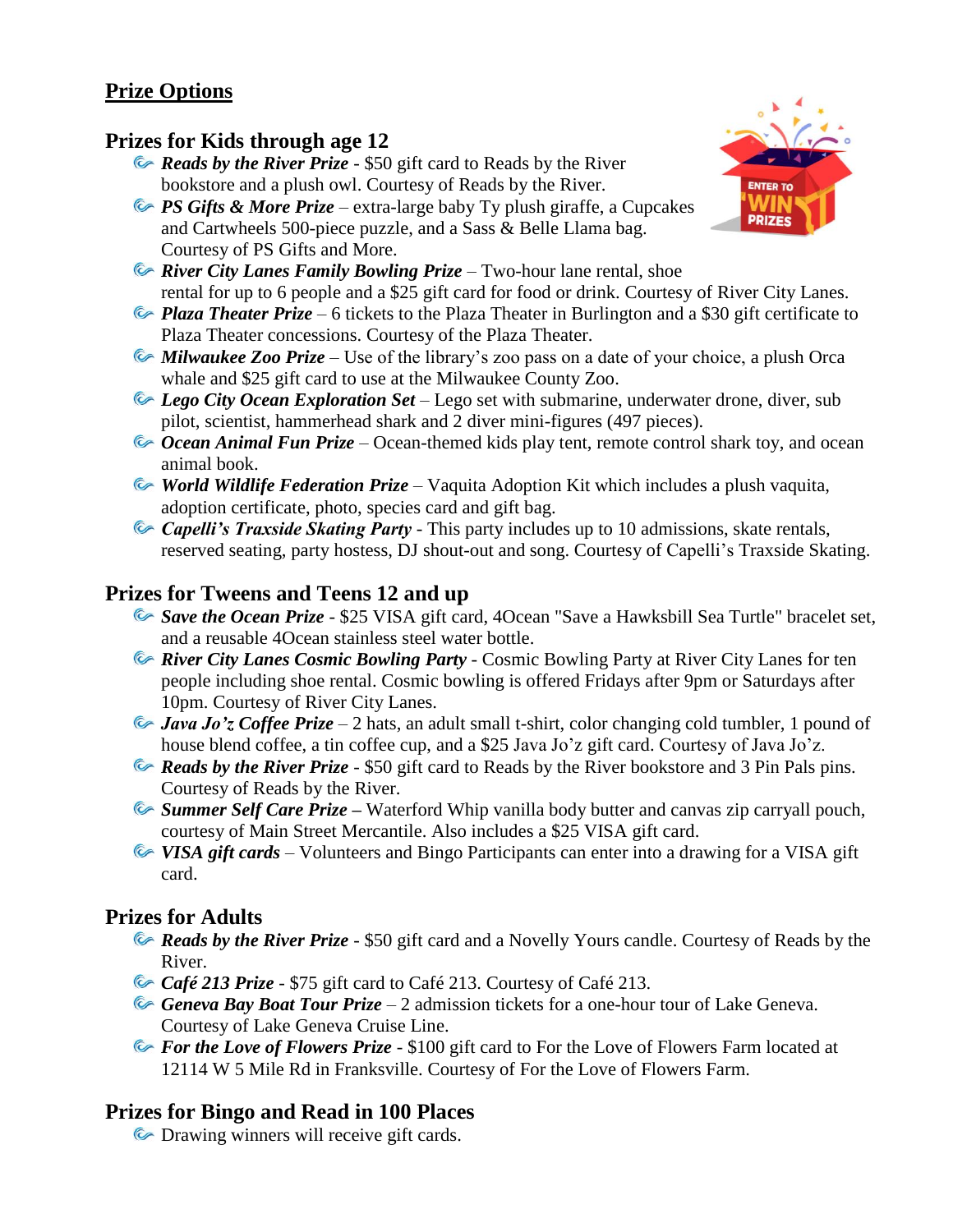## Prize Options

### Prizes for Kids through age 12

- ***Reads by the River Prize*** - $50 gift card to Reads by the River bookstore and a plush owl. Courtesy of Reads by the River.
- ***PS Gifts & More Prize*** – extra-large baby Ty plush giraffe, a Cupcakes and Cartwheels 500-piece puzzle, and a Sass & Belle Llama bag. Courtesy of PS Gifts and More.
- ***River City Lanes Family Bowling Prize*** – Two-hour lane rental, shoe rental for up to 6 people and a $25 gift card for food or drink. Courtesy of River City Lanes.
- ***Plaza Theater Prize*** – 6 tickets to the Plaza Theater in Burlington and a $30 gift certificate to Plaza Theater concessions. Courtesy of the Plaza Theater.
- ***Milwaukee Zoo Prize*** – Use of the library's zoo pass on a date of your choice, a plush Orca whale and $25 gift card to use at the Milwaukee County Zoo.
- ***Lego City Ocean Exploration Set*** – Lego set with submarine, underwater drone, diver, sub pilot, scientist, hammerhead shark and 2 diver mini-figures (497 pieces).
- ***Ocean Animal Fun Prize*** – Ocean-themed kids play tent, remote control shark toy, and ocean animal book.
- ***World Wildlife Federation Prize*** – Vaquita Adoption Kit which includes a plush vaquita, adoption certificate, photo, species card and gift bag.
- ***Capelli's Traxside Skating Party*** - This party includes up to 10 admissions, skate rentals, reserved seating, party hostess, DJ shout-out and song. Courtesy of Capelli's Traxside Skating.

### Prizes for Tweens and Teens 12 and up

- ***Save the Ocean Prize*** - $25 VISA gift card, 4Ocean "Save a Hawksbill Sea Turtle" bracelet set, and a reusable 4Ocean stainless steel water bottle.
- ***River City Lanes Cosmic Bowling Party*** - Cosmic Bowling Party at River City Lanes for ten people including shoe rental. Cosmic bowling is offered Fridays after 9pm or Saturdays after 10pm. Courtesy of River City Lanes.
- ***Java Jo'z Coffee Prize*** – 2 hats, an adult small t-shirt, color changing cold tumbler, 1 pound of house blend coffee, a tin coffee cup, and a $25 Java Jo'z gift card. Courtesy of Java Jo'z.
- ***Reads by the River Prize*** - $50 gift card to Reads by the River bookstore and 3 Pin Pals pins. Courtesy of Reads by the River.
- ***Summer Self Care Prize –*** Waterford Whip vanilla body butter and canvas zip carryall pouch, courtesy of Main Street Mercantile. Also includes a $25 VISA gift card.
- ***VISA gift cards*** – Volunteers and Bingo Participants can enter into a drawing for a VISA gift card.

### Prizes for Adults

- ***Reads by the River Prize*** - $50 gift card and a Novelly Yours candle. Courtesy of Reads by the River.
- ***Café 213 Prize*** - $75 gift card to Café 213. Courtesy of Café 213.
- ***Geneva Bay Boat Tour Prize*** – 2 admission tickets for a one-hour tour of Lake Geneva. Courtesy of Lake Geneva Cruise Line.
- ***For the Love of Flowers Prize*** - $100 gift card to For the Love of Flowers Farm located at 12114 W 5 Mile Rd in Franksville. Courtesy of For the Love of Flowers Farm.

### Prizes for Bingo and Read in 100 Places

- Drawing winners will receive gift cards.